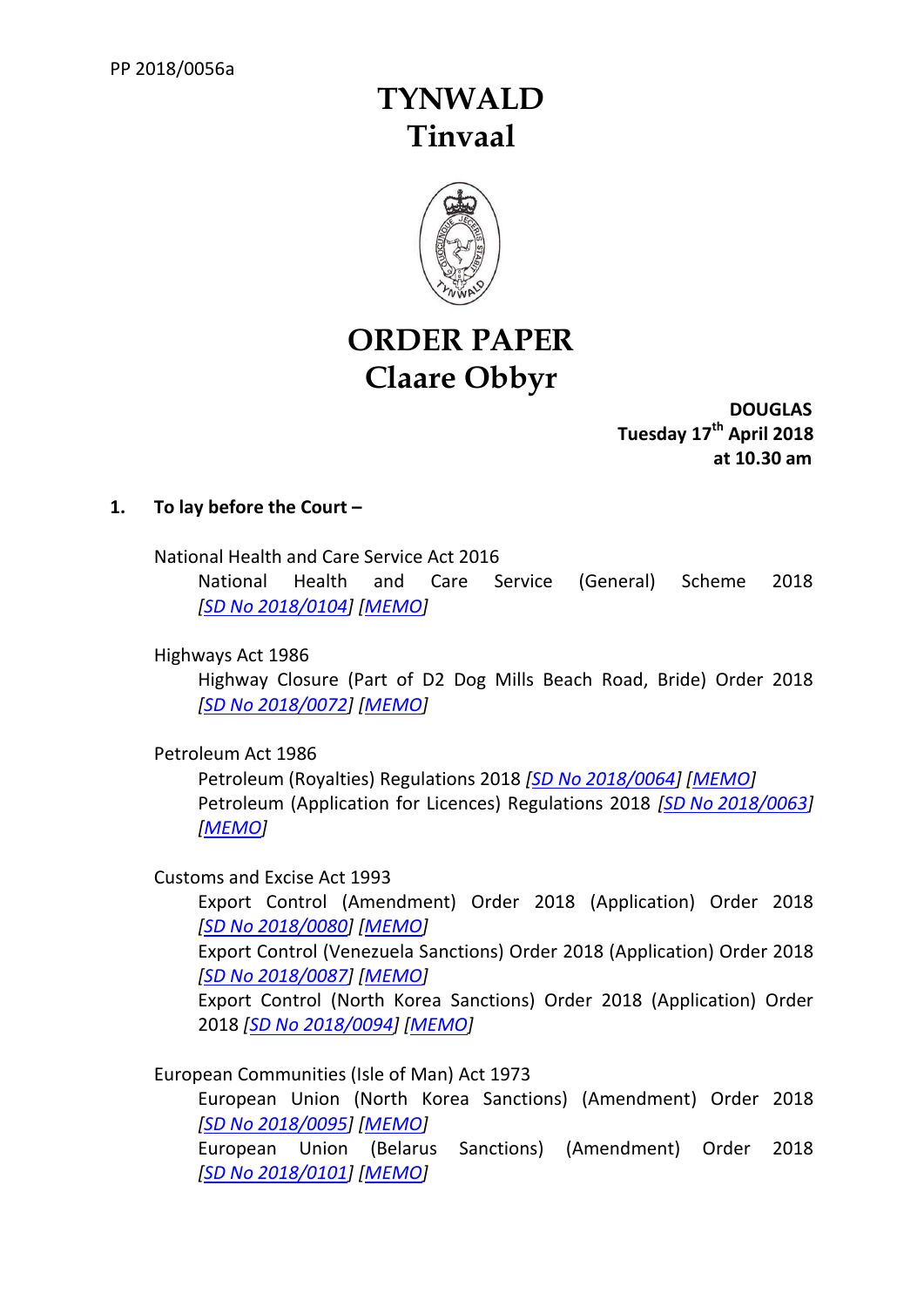PP 2018/0056a

# TYNWALD
# Tinvaal

# ORDER PAPER
# Claare Obbyr

**DOUGLAS**
**Tuesday 17th April 2018**
**at 10.30 am**

**1. To lay before the Court –**

National Health and Care Service Act 2016
National Health and Care Service (General) Scheme 2018 *[SD No 2018/0104] [MEMO]*

Highways Act 1986
Highway Closure (Part of D2 Dog Mills Beach Road, Bride) Order 2018 *[SD No 2018/0072] [MEMO]*

Petroleum Act 1986
Petroleum (Royalties) Regulations 2018 *[SD No 2018/0064] [MEMO]*
Petroleum (Application for Licences) Regulations 2018 *[SD No 2018/0063] [MEMO]*

Customs and Excise Act 1993
Export Control (Amendment) Order 2018 (Application) Order 2018 *[SD No 2018/0080] [MEMO]*
Export Control (Venezuela Sanctions) Order 2018 (Application) Order 2018 *[SD No 2018/0087] [MEMO]*
Export Control (North Korea Sanctions) Order 2018 (Application) Order 2018 *[SD No 2018/0094] [MEMO]*

European Communities (Isle of Man) Act 1973
European Union (North Korea Sanctions) (Amendment) Order 2018 *[SD No 2018/0095] [MEMO]*
European Union (Belarus Sanctions) (Amendment) Order 2018 *[SD No 2018/0101] [MEMO]*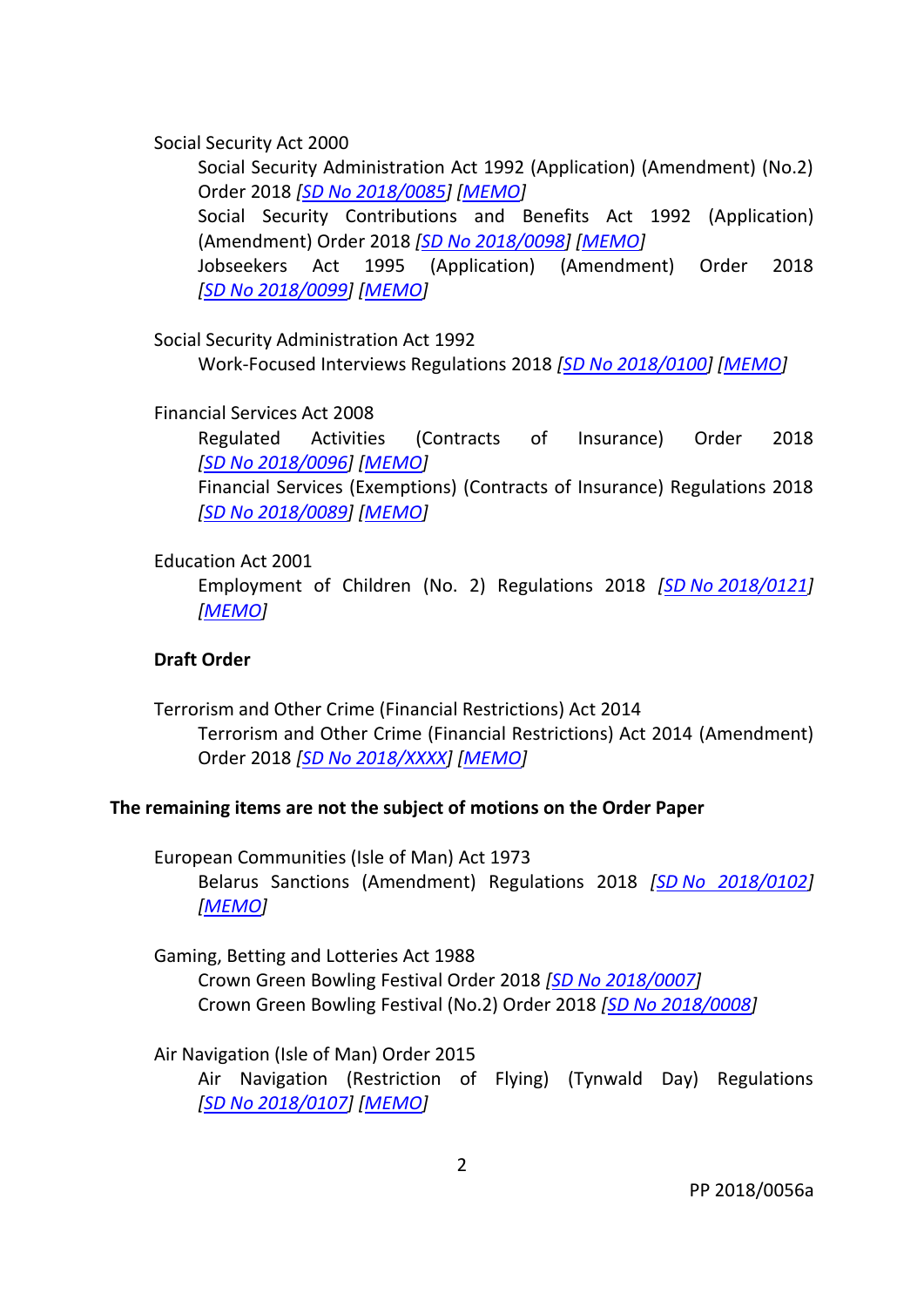Social Security Act 2000

Social Security Administration Act 1992 (Application) (Amendment) (No.2) Order 2018 [SD No 2018/0085] [MEMO]

Social Security Contributions and Benefits Act 1992 (Application) (Amendment) Order 2018 [SD No 2018/0098] [MEMO]

Jobseekers Act 1995 (Application) (Amendment) Order 2018 [SD No 2018/0099] [MEMO]

Social Security Administration Act 1992

Work-Focused Interviews Regulations 2018 [SD No 2018/0100] [MEMO]

Financial Services Act 2008

Regulated Activities (Contracts of Insurance) Order 2018 [SD No 2018/0096] [MEMO]

Financial Services (Exemptions) (Contracts of Insurance) Regulations 2018 [SD No 2018/0089] [MEMO]

Education Act 2001

Employment of Children (No. 2) Regulations 2018 [SD No 2018/0121] [MEMO]

**Draft Order**

Terrorism and Other Crime (Financial Restrictions) Act 2014

Terrorism and Other Crime (Financial Restrictions) Act 2014 (Amendment) Order 2018 [SD No 2018/XXXX] [MEMO]

**The remaining items are not the subject of motions on the Order Paper**

European Communities (Isle of Man) Act 1973

Belarus Sanctions (Amendment) Regulations 2018 [SD No 2018/0102] [MEMO]

Gaming, Betting and Lotteries Act 1988

Crown Green Bowling Festival Order 2018 [SD No 2018/0007]

Crown Green Bowling Festival (No.2) Order 2018 [SD No 2018/0008]

Air Navigation (Isle of Man) Order 2015

Air Navigation (Restriction of Flying) (Tynwald Day) Regulations [SD No 2018/0107] [MEMO]

PP 2018/0056a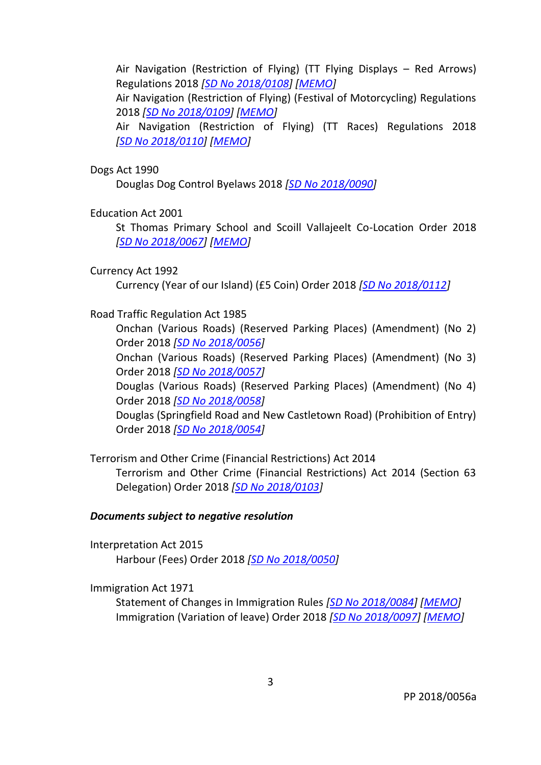Air Navigation (Restriction of Flying) (TT Flying Displays – Red Arrows) Regulations 2018 *[SD No 2018/0108]* *[MEMO]*
Air Navigation (Restriction of Flying) (Festival of Motorcycling) Regulations 2018 *[SD No 2018/0109]* *[MEMO]*
Air Navigation (Restriction of Flying) (TT Races) Regulations 2018 *[SD No 2018/0110]* *[MEMO]*

Dogs Act 1990

Douglas Dog Control Byelaws 2018 *[SD No 2018/0090]*

Education Act 2001

St Thomas Primary School and Scoill Vallajeelt Co-Location Order 2018 *[SD No 2018/0067]* *[MEMO]*

Currency Act 1992

Currency (Year of our Island) (£5 Coin) Order 2018 *[SD No 2018/0112]*

Road Traffic Regulation Act 1985

Onchan (Various Roads) (Reserved Parking Places) (Amendment) (No 2) Order 2018 *[SD No 2018/0056]*
Onchan (Various Roads) (Reserved Parking Places) (Amendment) (No 3) Order 2018 *[SD No 2018/0057]*
Douglas (Various Roads) (Reserved Parking Places) (Amendment) (No 4) Order 2018 *[SD No 2018/0058]*
Douglas (Springfield Road and New Castletown Road) (Prohibition of Entry) Order 2018 *[SD No 2018/0054]*

Terrorism and Other Crime (Financial Restrictions) Act 2014

Terrorism and Other Crime (Financial Restrictions) Act 2014 (Section 63 Delegation) Order 2018 *[SD No 2018/0103]*

***Documents subject to negative resolution***

Interpretation Act 2015

Harbour (Fees) Order 2018 *[SD No 2018/0050]*

Immigration Act 1971

Statement of Changes in Immigration Rules *[SD No 2018/0084]* *[MEMO]*
Immigration (Variation of leave) Order 2018 *[SD No 2018/0097]* *[MEMO]*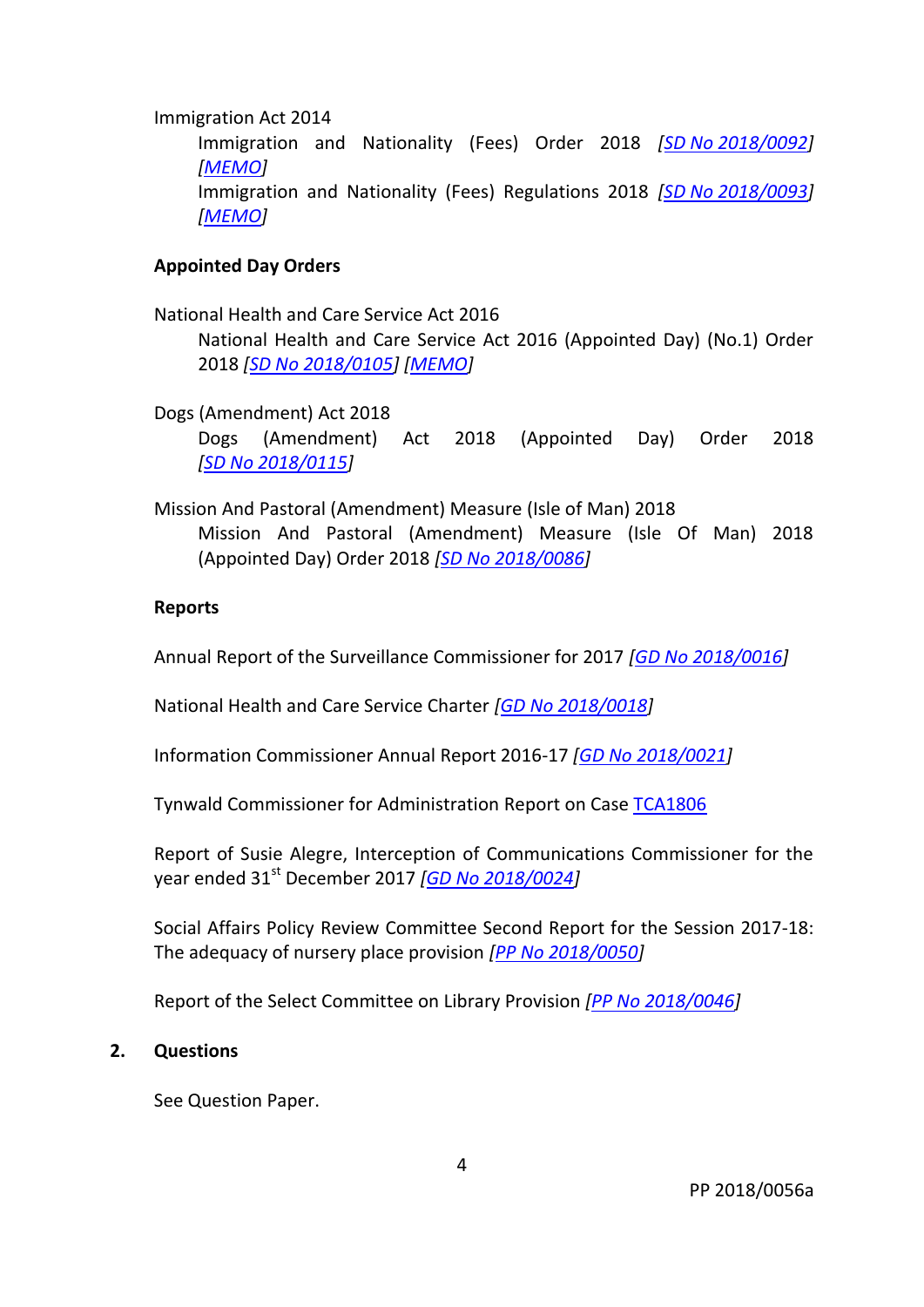Immigration Act 2014

Immigration and Nationality (Fees) Order 2018 *[SD No 2018/0092]* *[MEMO]*

Immigration and Nationality (Fees) Regulations 2018 *[SD No 2018/0093]* *[MEMO]*

**Appointed Day Orders**

National Health and Care Service Act 2016

National Health and Care Service Act 2016 (Appointed Day) (No.1) Order 2018 *[SD No 2018/0105]* *[MEMO]*

Dogs (Amendment) Act 2018

Dogs (Amendment) Act 2018 (Appointed Day) Order 2018 *[SD No 2018/0115]*

Mission And Pastoral (Amendment) Measure (Isle of Man) 2018

Mission And Pastoral (Amendment) Measure (Isle Of Man) 2018 (Appointed Day) Order 2018 *[SD No 2018/0086]*

**Reports**

Annual Report of the Surveillance Commissioner for 2017 *[GD No 2018/0016]*

National Health and Care Service Charter *[GD No 2018/0018]*

Information Commissioner Annual Report 2016-17 *[GD No 2018/0021]*

Tynwald Commissioner for Administration Report on Case TCA1806

Report of Susie Alegre, Interception of Communications Commissioner for the year ended 31st December 2017 *[GD No 2018/0024]*

Social Affairs Policy Review Committee Second Report for the Session 2017-18: The adequacy of nursery place provision *[PP No 2018/0050]*

Report of the Select Committee on Library Provision *[PP No 2018/0046]*

**2. Questions**

See Question Paper.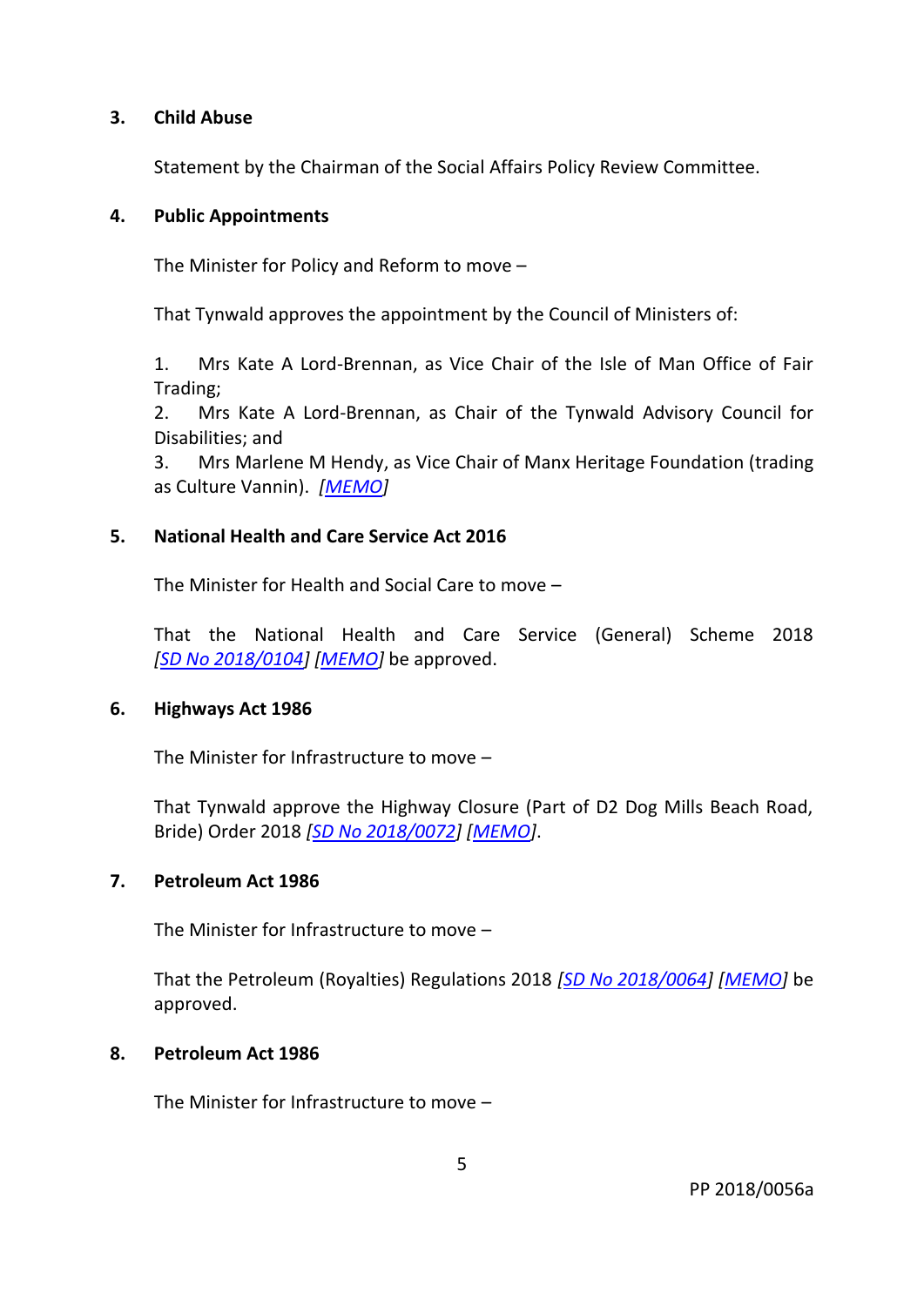**3. Child Abuse**

Statement by the Chairman of the Social Affairs Policy Review Committee.

**4. Public Appointments**

The Minister for Policy and Reform to move –

That Tynwald approves the appointment by the Council of Ministers of:

1. Mrs Kate A Lord-Brennan, as Vice Chair of the Isle of Man Office of Fair Trading;
2. Mrs Kate A Lord-Brennan, as Chair of the Tynwald Advisory Council for Disabilities; and
3. Mrs Marlene M Hendy, as Vice Chair of Manx Heritage Foundation (trading as Culture Vannin). *[MEMO]*

**5. National Health and Care Service Act 2016**

The Minister for Health and Social Care to move –

That the National Health and Care Service (General) Scheme 2018 *[SD No 2018/0104] [MEMO]* be approved.

**6. Highways Act 1986**

The Minister for Infrastructure to move –

That Tynwald approve the Highway Closure (Part of D2 Dog Mills Beach Road, Bride) Order 2018 *[SD No 2018/0072] [MEMO]*.

**7. Petroleum Act 1986**

The Minister for Infrastructure to move –

That the Petroleum (Royalties) Regulations 2018 *[SD No 2018/0064] [MEMO]* be approved.

**8. Petroleum Act 1986**

The Minister for Infrastructure to move –

PP 2018/0056a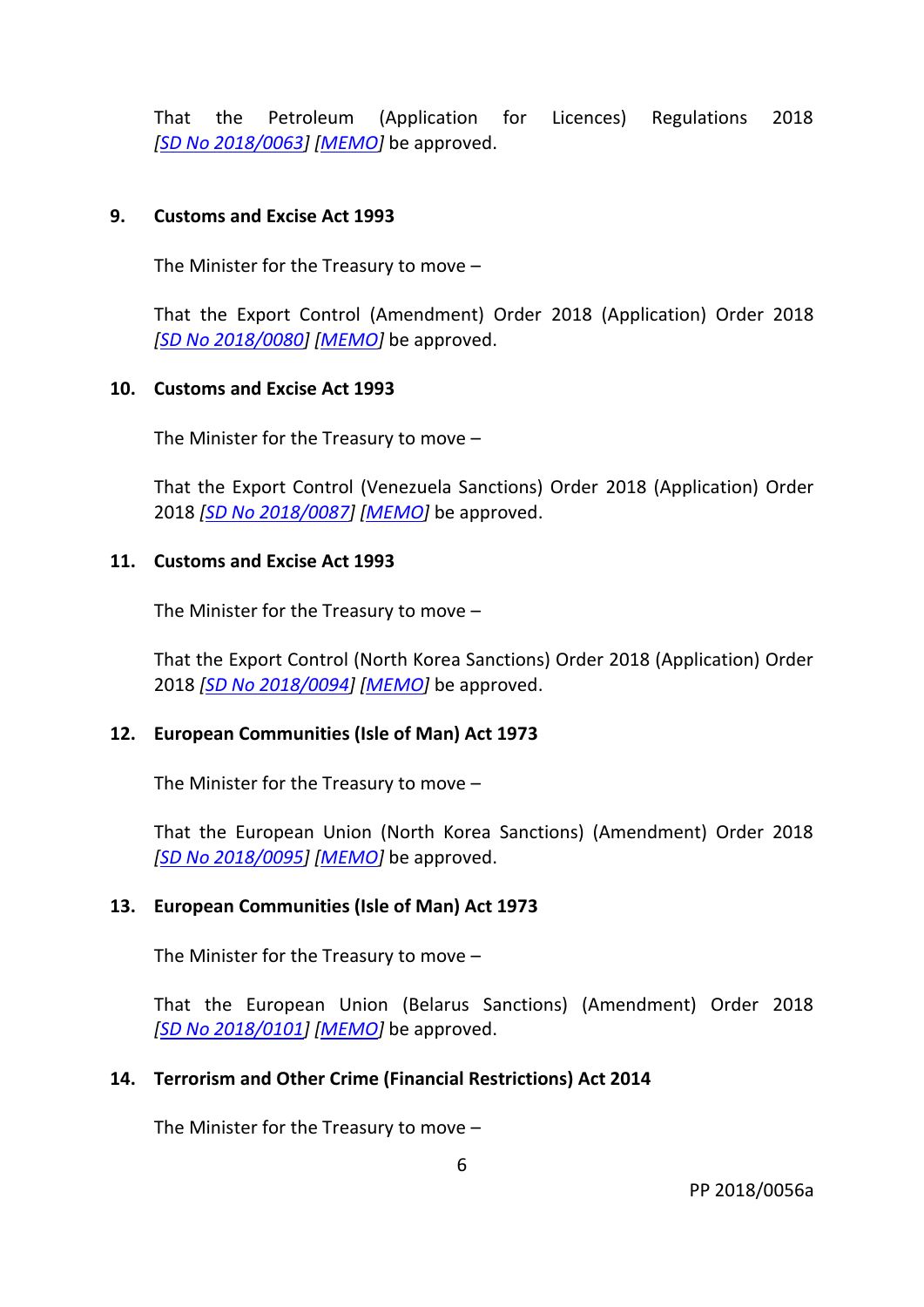That the Petroleum (Application for Licences) Regulations 2018 *[SD No 2018/0063]* *[MEMO]* be approved.

**9. Customs and Excise Act 1993**

The Minister for the Treasury to move –

That the Export Control (Amendment) Order 2018 (Application) Order 2018 *[SD No 2018/0080]* *[MEMO]* be approved.

**10. Customs and Excise Act 1993**

The Minister for the Treasury to move –

That the Export Control (Venezuela Sanctions) Order 2018 (Application) Order 2018 *[SD No 2018/0087]* *[MEMO]* be approved.

**11. Customs and Excise Act 1993**

The Minister for the Treasury to move –

That the Export Control (North Korea Sanctions) Order 2018 (Application) Order 2018 *[SD No 2018/0094]* *[MEMO]* be approved.

**12. European Communities (Isle of Man) Act 1973**

The Minister for the Treasury to move –

That the European Union (North Korea Sanctions) (Amendment) Order 2018 *[SD No 2018/0095]* *[MEMO]* be approved.

**13. European Communities (Isle of Man) Act 1973**

The Minister for the Treasury to move –

That the European Union (Belarus Sanctions) (Amendment) Order 2018 *[SD No 2018/0101]* *[MEMO]* be approved.

**14. Terrorism and Other Crime (Financial Restrictions) Act 2014**

The Minister for the Treasury to move –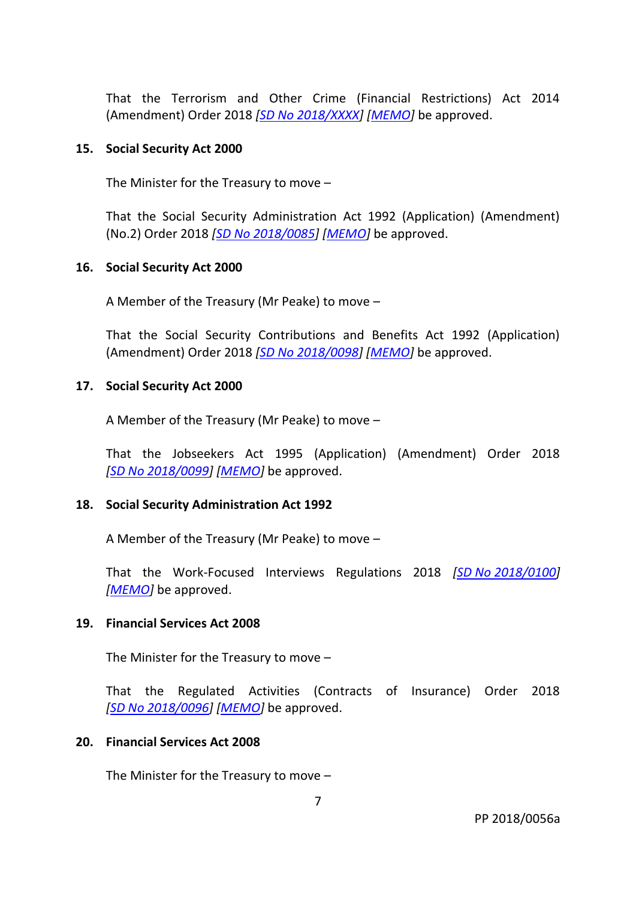That the Terrorism and Other Crime (Financial Restrictions) Act 2014 (Amendment) Order 2018 *[SD No 2018/XXXX]* *[MEMO]* be approved.

**15. Social Security Act 2000**

The Minister for the Treasury to move –

That the Social Security Administration Act 1992 (Application) (Amendment) (No.2) Order 2018 *[SD No 2018/0085]* *[MEMO]* be approved.

**16. Social Security Act 2000**

A Member of the Treasury (Mr Peake) to move –

That the Social Security Contributions and Benefits Act 1992 (Application) (Amendment) Order 2018 *[SD No 2018/0098]* *[MEMO]* be approved.

**17. Social Security Act 2000**

A Member of the Treasury (Mr Peake) to move –

That the Jobseekers Act 1995 (Application) (Amendment) Order 2018 *[SD No 2018/0099]* *[MEMO]* be approved.

**18. Social Security Administration Act 1992**

A Member of the Treasury (Mr Peake) to move –

That the Work-Focused Interviews Regulations 2018 *[SD No 2018/0100]* *[MEMO]* be approved.

**19. Financial Services Act 2008**

The Minister for the Treasury to move –

That the Regulated Activities (Contracts of Insurance) Order 2018 *[SD No 2018/0096]* *[MEMO]* be approved.

**20. Financial Services Act 2008**

The Minister for the Treasury to move –

PP 2018/0056a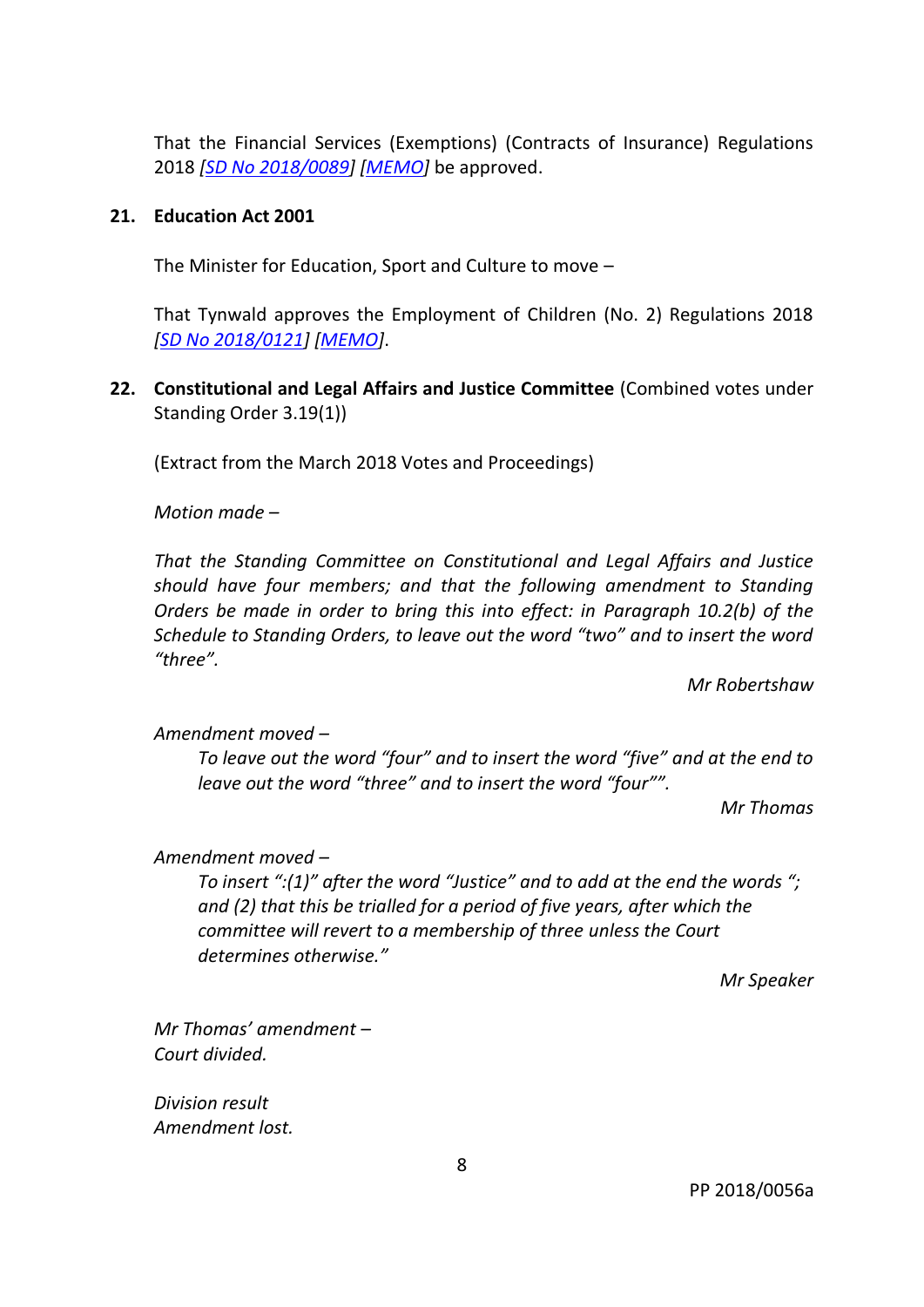That the Financial Services (Exemptions) (Contracts of Insurance) Regulations 2018 *[SD No 2018/0089]* *[MEMO]* be approved.

**21. Education Act 2001**

The Minister for Education, Sport and Culture to move –

That Tynwald approves the Employment of Children (No. 2) Regulations 2018 *[SD No 2018/0121]* *[MEMO]*.

**22. Constitutional and Legal Affairs and Justice Committee** (Combined votes under Standing Order 3.19(1))

(Extract from the March 2018 Votes and Proceedings)

*Motion made –*

*That the Standing Committee on Constitutional and Legal Affairs and Justice should have four members; and that the following amendment to Standing Orders be made in order to bring this into effect: in Paragraph 10.2(b) of the Schedule to Standing Orders, to leave out the word "two" and to insert the word "three".*

*Mr Robertshaw*

*Amendment moved –*

> *To leave out the word "four" and to insert the word "five" and at the end to leave out the word "three" and to insert the word "four"".*
>
> *Mr Thomas*

*Amendment moved –*

> *To insert ":(1)" after the word "Justice" and to add at the end the words "; and (2) that this be trialled for a period of five years, after which the committee will revert to a membership of three unless the Court determines otherwise."*
>
> *Mr Speaker*

*Mr Thomas' amendment –*
*Court divided.*

*Division result*
*Amendment lost.*

PP 2018/0056a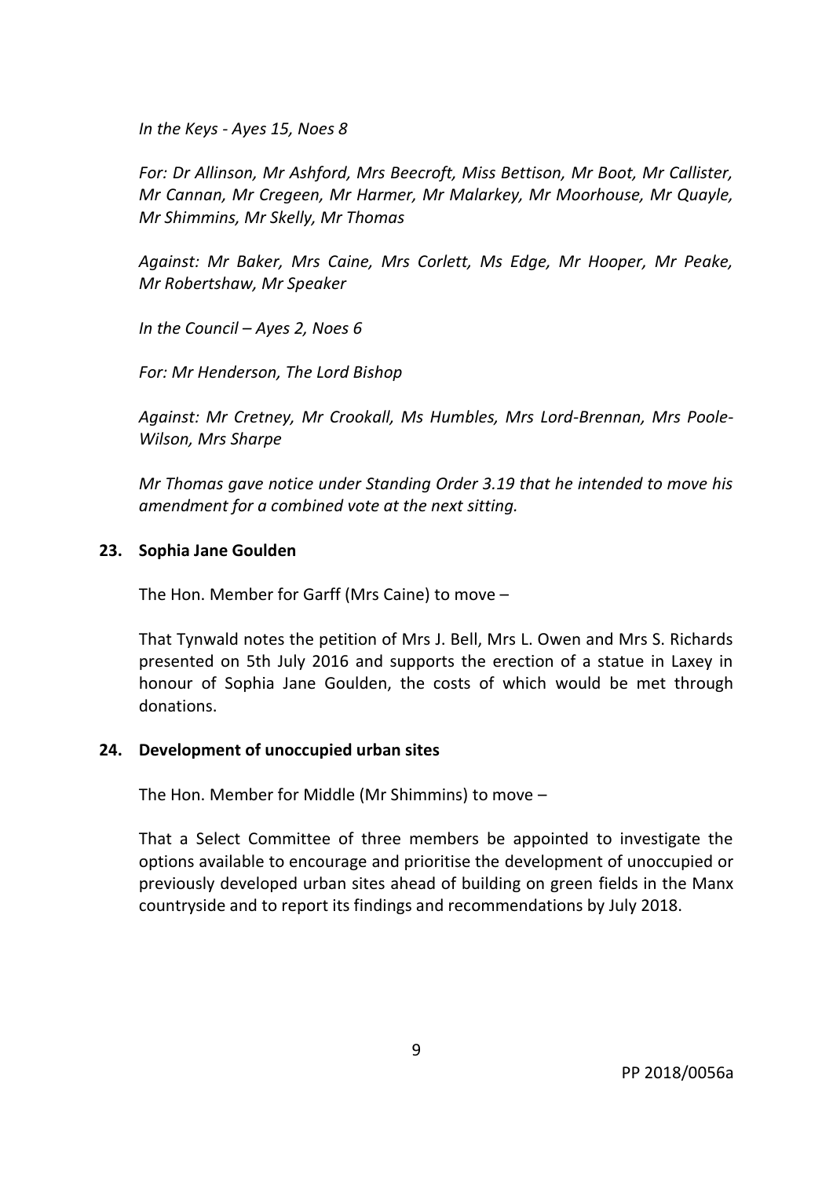*In the Keys - Ayes 15, Noes 8*

*For: Dr Allinson, Mr Ashford, Mrs Beecroft, Miss Bettison, Mr Boot, Mr Callister, Mr Cannan, Mr Cregeen, Mr Harmer, Mr Malarkey, Mr Moorhouse, Mr Quayle, Mr Shimmins, Mr Skelly, Mr Thomas*

*Against: Mr Baker, Mrs Caine, Mrs Corlett, Ms Edge, Mr Hooper, Mr Peake, Mr Robertshaw, Mr Speaker*

*In the Council – Ayes 2, Noes 6*

*For: Mr Henderson, The Lord Bishop*

*Against: Mr Cretney, Mr Crookall, Ms Humbles, Mrs Lord-Brennan, Mrs Poole-Wilson, Mrs Sharpe*

*Mr Thomas gave notice under Standing Order 3.19 that he intended to move his amendment for a combined vote at the next sitting.*

**23. Sophia Jane Goulden**

The Hon. Member for Garff (Mrs Caine) to move –

That Tynwald notes the petition of Mrs J. Bell, Mrs L. Owen and Mrs S. Richards presented on 5th July 2016 and supports the erection of a statue in Laxey in honour of Sophia Jane Goulden, the costs of which would be met through donations.

**24. Development of unoccupied urban sites**

The Hon. Member for Middle (Mr Shimmins) to move –

That a Select Committee of three members be appointed to investigate the options available to encourage and prioritise the development of unoccupied or previously developed urban sites ahead of building on green fields in the Manx countryside and to report its findings and recommendations by July 2018.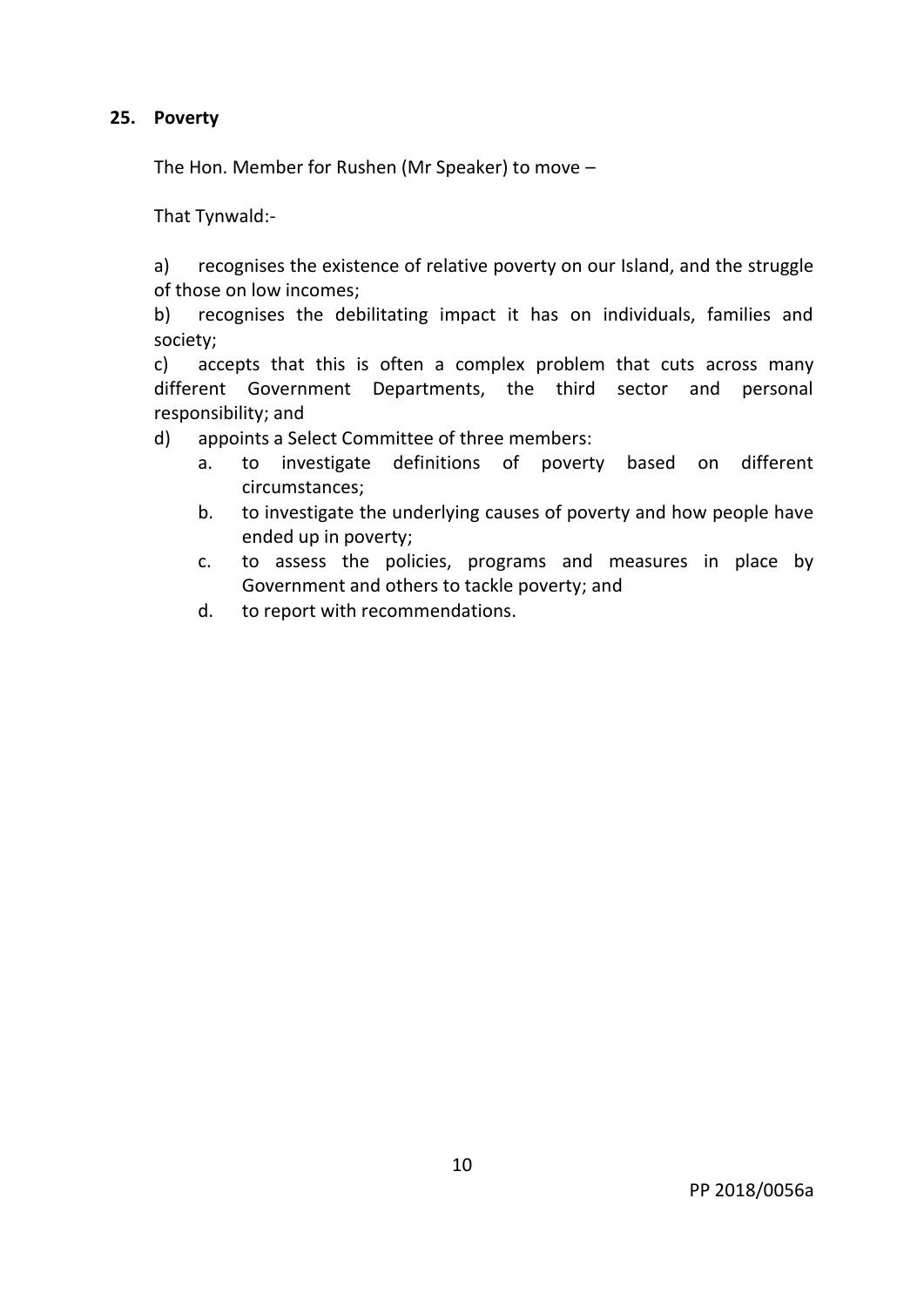## 25. Poverty

The Hon. Member for Rushen (Mr Speaker) to move –

That Tynwald:-

a) recognises the existence of relative poverty on our Island, and the struggle of those on low incomes;

b) recognises the debilitating impact it has on individuals, families and society;

c) accepts that this is often a complex problem that cuts across many different Government Departments, the third sector and personal responsibility; and

d) appoints a Select Committee of three members:

   a. to investigate definitions of poverty based on different circumstances;
   b. to investigate the underlying causes of poverty and how people have ended up in poverty;
   c. to assess the policies, programs and measures in place by Government and others to tackle poverty; and
   d. to report with recommendations.

PP 2018/0056a